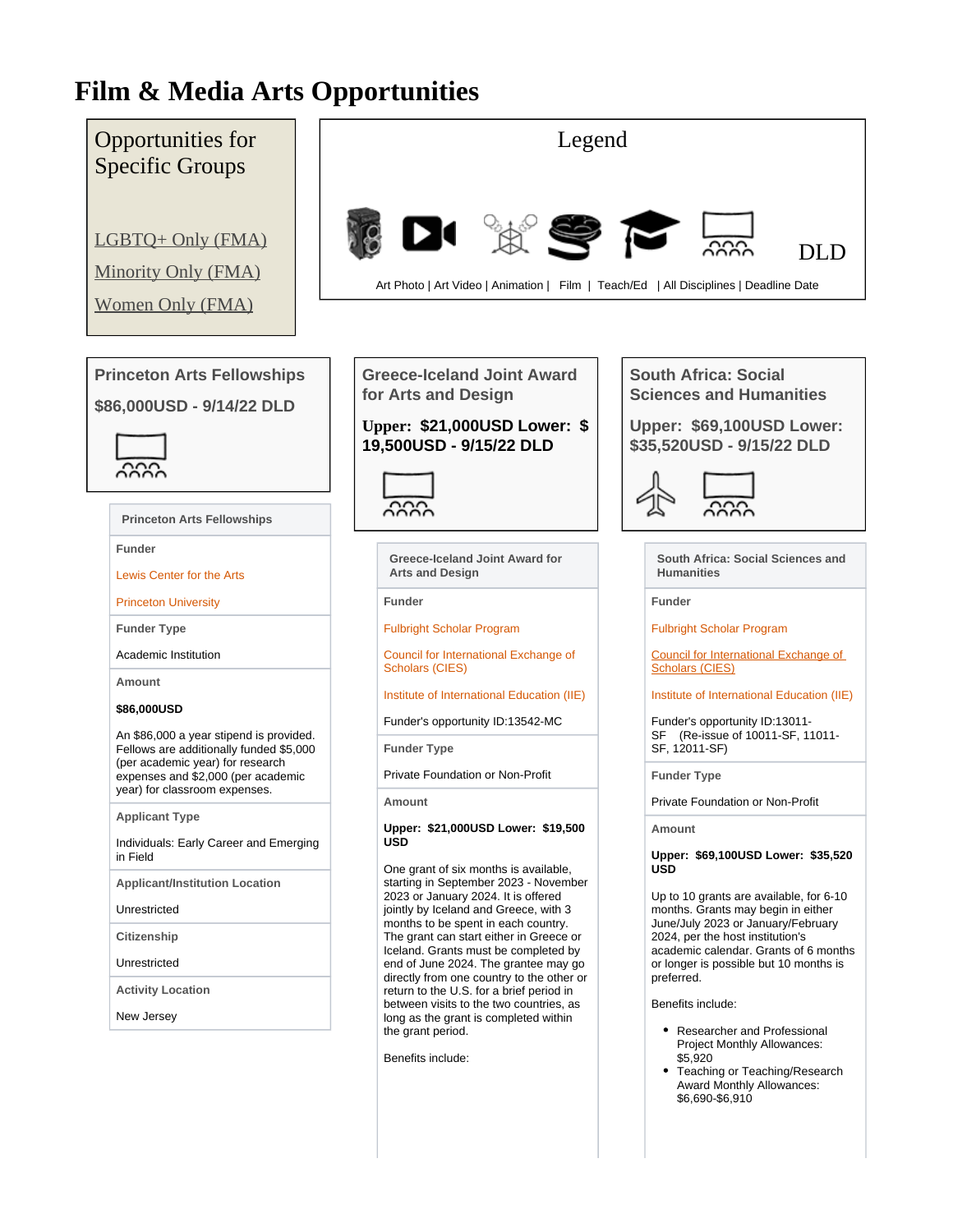# Film & Media Arts Opportunities

## Opportunities for Specific Groups

[LGBTQ+ Only (FMA)]
[Minority Only (FMA)]
[Women Only (FMA)]

## Legend

Art Photo | Art Video | Animation | Film | Teach/Ed | All Disciplines | Deadline Date

DLD

## Princeton Arts Fellowships

**$86,000USD - 9/14/22 DLD**

| Princeton Arts Fellowships |
|---|
| **Funder** |
| Lewis Center for the Arts |
| Princeton University |
| **Funder Type** |
| Academic Institution |
| **Amount** |
| **$86,000USD** |
| An $86,000 a year stipend is provided. Fellows are additionally funded $5,000 (per academic year) for research expenses and $2,000 (per academic year) for classroom expenses. |
| **Applicant Type** |
| Individuals: Early Career and Emerging in Field |
| **Applicant/Institution Location** |
| Unrestricted |
| **Citizenship** |
| Unrestricted |
| **Activity Location** |
| New Jersey |

## Greece-Iceland Joint Award for Arts and Design

**Upper: $21,000USD Lower: $ 19,500USD - 9/15/22 DLD**

| Greece-Iceland Joint Award for Arts and Design |
|---|
| **Funder** |
| Fulbright Scholar Program |
| Council for International Exchange of Scholars (CIES) |
| Institute of International Education (IIE) |
| Funder's opportunity ID:13542-MC |
| **Funder Type** |
| Private Foundation or Non-Profit |
| **Amount** |
| **Upper: $21,000USD Lower: $19,500 USD** |
| One grant of six months is available, starting in September 2023 - November 2023 or January 2024. It is offered jointly by Iceland and Greece, with 3 months to be spent in each country. The grant can start either in Greece or Iceland. Grants must be completed by end of June 2024. The grantee may go directly from one country to the other or return to the U.S. for a brief period in between visits to the two countries, as long as the grant is completed within the grant period. |
| Benefits include: |

## South Africa: Social Sciences and Humanities

**Upper: $69,100USD Lower: $35,520USD - 9/15/22 DLD**

| South Africa: Social Sciences and Humanities |
|---|
| **Funder** |
| Fulbright Scholar Program |
| Council for International Exchange of Scholars (CIES) |
| Institute of International Education (IIE) |
| Funder's opportunity ID:13011-SF (Re-issue of 10011-SF, 11011-SF, 12011-SF) |
| **Funder Type** |
| Private Foundation or Non-Profit |
| **Amount** |
| **Upper: $69,100USD Lower: $35,520 USD** |
| Up to 10 grants are available, for 6-10 months. Grants may begin in either June/July 2023 or January/February 2024, per the host institution's academic calendar. Grants of 6 months or longer is possible but 10 months is preferred. |
| Benefits include: |
| • Researcher and Professional Project Monthly Allowances: $5,920 |
| • Teaching or Teaching/Research Award Monthly Allowances: $6,690-$6,910 |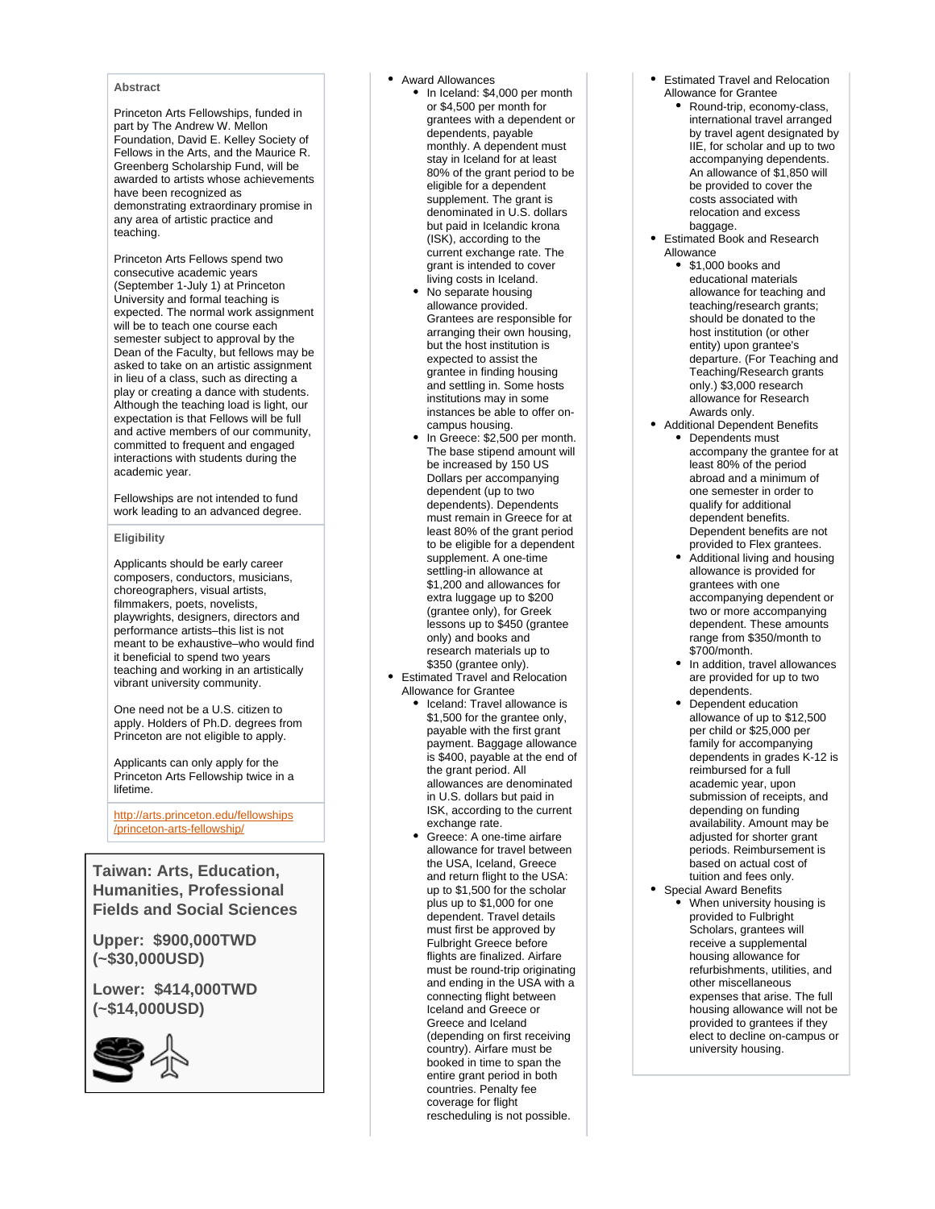**Abstract**

Princeton Arts Fellowships, funded in part by The Andrew W. Mellon Foundation, David E. Kelley Society of Fellows in the Arts, and the Maurice R. Greenberg Scholarship Fund, will be awarded to artists whose achievements have been recognized as demonstrating extraordinary promise in any area of artistic practice and teaching.

Princeton Arts Fellows spend two consecutive academic years (September 1-July 1) at Princeton University and formal teaching is expected. The normal work assignment will be to teach one course each semester subject to approval by the Dean of the Faculty, but fellows may be asked to take on an artistic assignment in lieu of a class, such as directing a play or creating a dance with students. Although the teaching load is light, our expectation is that Fellows will be full and active members of our community, committed to frequent and engaged interactions with students during the academic year.

Fellowships are not intended to fund work leading to an advanced degree.

**Eligibility**

Applicants should be early career composers, conductors, musicians, choreographers, visual artists, filmmakers, poets, novelists, playwrights, designers, directors and performance artists–this list is not meant to be exhaustive–who would find it beneficial to spend two years teaching and working in an artistically vibrant university community.

One need not be a U.S. citizen to apply. Holders of Ph.D. degrees from Princeton are not eligible to apply.

Applicants can only apply for the Princeton Arts Fellowship twice in a lifetime.

http://arts.princeton.edu/fellowships/princeton-arts-fellowship/

## Taiwan: Arts, Education, Humanities, Professional Fields and Social Sciences

**Upper: $900,000TWD (~$30,000USD)**

**Lower: $414,000TWD (~$14,000USD)**

- Award Allowances
  - In Iceland: $4,000 per month or $4,500 per month for grantees with a dependent or dependents, payable monthly. A dependent must stay in Iceland for at least 80% of the grant period to be eligible for a dependent supplement. The grant is denominated in U.S. dollars but paid in Icelandic krona (ISK), according to the current exchange rate. The grant is intended to cover living costs in Iceland.
  - No separate housing allowance provided. Grantees are responsible for arranging their own housing, but the host institution is expected to assist the grantee in finding housing and settling in. Some hosts institutions may in some instances be able to offer on-campus housing.
  - In Greece: $2,500 per month. The base stipend amount will be increased by 150 US Dollars per accompanying dependent (up to two dependents). Dependents must remain in Greece for at least 80% of the grant period to be eligible for a dependent supplement. A one-time settling-in allowance at $1,200 and allowances for extra luggage up to $200 (grantee only), for Greek lessons up to $450 (grantee only) and books and research materials up to $350 (grantee only).
- Estimated Travel and Relocation Allowance for Grantee
  - Iceland: Travel allowance is $1,500 for the grantee only, payable with the first grant payment. Baggage allowance is $400, payable at the end of the grant period. All allowances are denominated in U.S. dollars but paid in ISK, according to the current exchange rate.
  - Greece: A one-time airfare allowance for travel between the USA, Iceland, Greece and return flight to the USA: up to $1,500 for the scholar plus up to $1,000 for one dependent. Travel details must first be approved by Fulbright Greece before flights are finalized. Airfare must be round-trip originating and ending in the USA with a connecting flight between Iceland and Greece or Greece and Iceland (depending on first receiving country). Airfare must be booked in time to span the entire grant period in both countries. Penalty fee coverage for flight rescheduling is not possible.
- Estimated Travel and Relocation Allowance for Grantee
  - Round-trip, economy-class, international travel arranged by travel agent designated by IIE, for scholar and up to two accompanying dependents. An allowance of $1,850 will be provided to cover the costs associated with relocation and excess baggage.
- Estimated Book and Research Allowance
  - $1,000 books and educational materials allowance for teaching and teaching/research grants; should be donated to the host institution (or other entity) upon grantee's departure. (For Teaching and Teaching/Research grants only.) $3,000 research allowance for Research Awards only.
- Additional Dependent Benefits
  - Dependents must accompany the grantee for at least 80% of the period abroad and a minimum of one semester in order to qualify for additional dependent benefits. Dependent benefits are not provided to Flex grantees.
  - Additional living and housing allowance is provided for grantees with one accompanying dependent or two or more accompanying dependent. These amounts range from $350/month to $700/month.
  - In addition, travel allowances are provided for up to two dependents.
  - Dependent education allowance of up to $12,500 per child or $25,000 per family for accompanying dependents in grades K-12 is reimbursed for a full academic year, upon submission of receipts, and depending on funding availability. Amount may be adjusted for shorter grant periods. Reimbursement is based on actual cost of tuition and fees only.
- Special Award Benefits
  - When university housing is provided to Fulbright Scholars, grantees will receive a supplemental housing allowance for refurbishments, utilities, and other miscellaneous expenses that arise. The full housing allowance will not be provided to grantees if they elect to decline on-campus or university housing.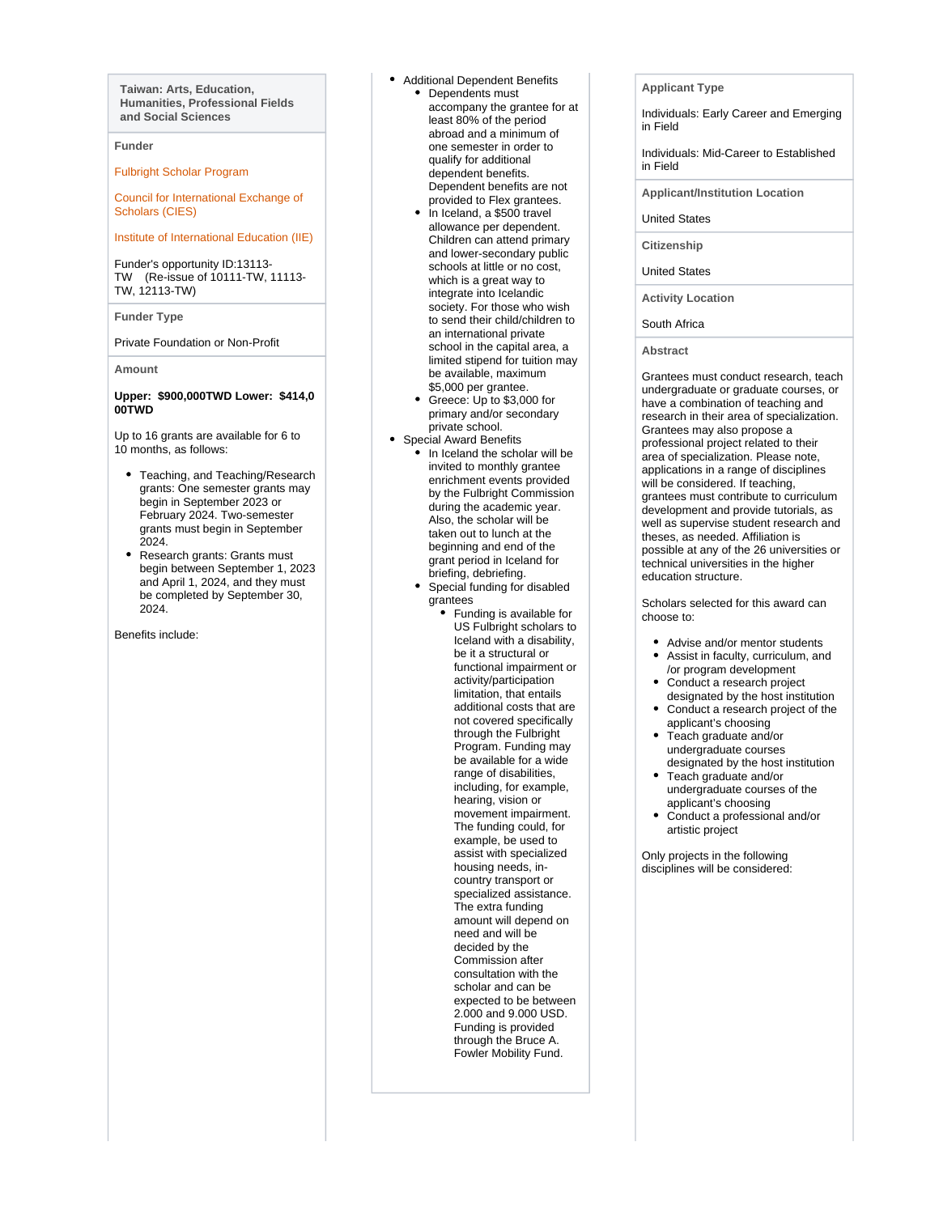### Taiwan: Arts, Education, Humanities, Professional Fields and Social Sciences

**Funder**

Fulbright Scholar Program

Council for International Exchange of Scholars (CIES)

Institute of International Education (IIE)

Funder's opportunity ID:13113-TW (Re-issue of 10111-TW, 11113-TW, 12113-TW)

**Funder Type**

Private Foundation or Non-Profit

**Amount**

**Upper: $900,000TWD Lower: $414,000TWD**

Up to 16 grants are available for 6 to 10 months, as follows:

- Teaching, and Teaching/Research grants: One semester grants may begin in September 2023 or February 2024. Two-semester grants must begin in September 2024.
- Research grants: Grants must begin between September 1, 2023 and April 1, 2024, and they must be completed by September 30, 2024.

Benefits include:

- Additional Dependent Benefits
  - Dependents must accompany the grantee for at least 80% of the period abroad and a minimum of one semester in order to qualify for additional dependent benefits. Dependent benefits are not provided to Flex grantees.
  - In Iceland, a $500 travel allowance per dependent. Children can attend primary and lower-secondary public schools at little or no cost, which is a great way to integrate into Icelandic society. For those who wish to send their child/children to an international private school in the capital area, a limited stipend for tuition may be available, maximum $5,000 per grantee.
  - Greece: Up to $3,000 for primary and/or secondary private school.
- Special Award Benefits
  - In Iceland the scholar will be invited to monthly grantee enrichment events provided by the Fulbright Commission during the academic year. Also, the scholar will be taken out to lunch at the beginning and end of the grant period in Iceland for briefing, debriefing.
  - Special funding for disabled grantees
    - Funding is available for US Fulbright scholars to Iceland with a disability, be it a structural or functional impairment or activity/participation limitation, that entails additional costs that are not covered specifically through the Fulbright Program. Funding may be available for a wide range of disabilities, including, for example, hearing, vision or movement impairment. The funding could, for example, be used to assist with specialized housing needs, in-country transport or specialized assistance. The extra funding amount will depend on need and will be decided by the Commission after consultation with the scholar and can be expected to be between 2.000 and 9.000 USD. Funding is provided through the Bruce A. Fowler Mobility Fund.

**Applicant Type**

Individuals: Early Career and Emerging in Field

Individuals: Mid-Career to Established in Field

**Applicant/Institution Location**

United States

**Citizenship**

United States

**Activity Location**

South Africa

**Abstract**

Grantees must conduct research, teach undergraduate or graduate courses, or have a combination of teaching and research in their area of specialization. Grantees may also propose a professional project related to their area of specialization. Please note, applications in a range of disciplines will be considered. If teaching, grantees must contribute to curriculum development and provide tutorials, as well as supervise student research and theses, as needed. Affiliation is possible at any of the 26 universities or technical universities in the higher education structure.

Scholars selected for this award can choose to:

- Advise and/or mentor students
- Assist in faculty, curriculum, and /or program development
- Conduct a research project designated by the host institution
- Conduct a research project of the applicant's choosing
- Teach graduate and/or undergraduate courses designated by the host institution
- Teach graduate and/or undergraduate courses of the applicant's choosing
- Conduct a professional and/or artistic project

Only projects in the following disciplines will be considered: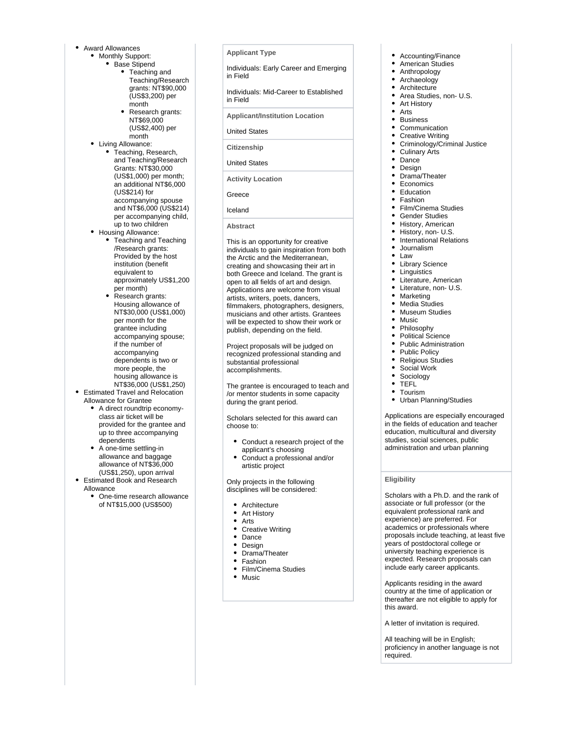- Award Allowances
  - Monthly Support:
    - Base Stipend
      - Teaching and Teaching/Research grants: NT$90,000 (US$3,200) per month
      - Research grants: NT$69,000 (US$2,400) per month
  - Living Allowance:
    - Teaching, Research, and Teaching/Research Grants: NT$30,000 (US$1,000) per month; an additional NT$6,000 (US$214) for accompanying spouse and NT$6,000 (US$214) per accompanying child, up to two children
  - Housing Allowance:
    - Teaching and Teaching /Research grants: Provided by the host institution (benefit equivalent to approximately US$1,200 per month)
    - Research grants: Housing allowance of NT$30,000 (US$1,000) per month for the grantee including accompanying spouse; if the number of accompanying dependents is two or more people, the housing allowance is NT$36,000 (US$1,250)
- Estimated Travel and Relocation Allowance for Grantee
  - A direct roundtrip economy-class air ticket will be provided for the grantee and up to three accompanying dependents
  - A one-time settling-in allowance and baggage allowance of NT$36,000 (US$1,250), upon arrival
- Estimated Book and Research Allowance
  - One-time research allowance of NT$15,000 (US$500)

**Applicant Type**

Individuals: Early Career and Emerging in Field

Individuals: Mid-Career to Established in Field

**Applicant/Institution Location**

United States

**Citizenship**

United States

**Activity Location**

Greece

Iceland

**Abstract**

This is an opportunity for creative individuals to gain inspiration from both the Arctic and the Mediterranean, creating and showcasing their art in both Greece and Iceland. The grant is open to all fields of art and design. Applications are welcome from visual artists, writers, poets, dancers, filmmakers, photographers, designers, musicians and other artists. Grantees will be expected to show their work or publish, depending on the field.

Project proposals will be judged on recognized professional standing and substantial professional accomplishments.

The grantee is encouraged to teach and /or mentor students in some capacity during the grant period.

Scholars selected for this award can choose to:

- Conduct a research project of the applicant's choosing
- Conduct a professional and/or artistic project

Only projects in the following disciplines will be considered:

- Architecture
- Art History
- Arts
- Creative Writing
- Dance
- Design
- Drama/Theater
- Fashion
- Film/Cinema Studies
- Music

- Accounting/Finance
- American Studies
- Anthropology
- Archaeology
- Architecture
- Area Studies, non- U.S.
- Art History
- Arts
- Business
- Communication
- Creative Writing
- Criminology/Criminal Justice
- Culinary Arts
- Dance
- Design
- Drama/Theater
- Economics
- Education
- Fashion
- Film/Cinema Studies
- Gender Studies
- History, American
- History, non- U.S.
- International Relations
- Journalism
- Law
- Library Science
- Linguistics
- Literature, American
- Literature, non- U.S.
- Marketing
- Media Studies
- Museum Studies
- Music
- Philosophy
- Political Science
- Public Administration
- Public Policy
- Religious Studies
- Social Work
- Sociology
- TEFL
- Tourism
- Urban Planning/Studies

Applications are especially encouraged in the fields of education and teacher education, multicultural and diversity studies, social sciences, public administration and urban planning

**Eligibility**

Scholars with a Ph.D. and the rank of associate or full professor (or the equivalent professional rank and experience) are preferred. For academics or professionals where proposals include teaching, at least five years of postdoctoral college or university teaching experience is expected. Research proposals can include early career applicants.

Applicants residing in the award country at the time of application or thereafter are not eligible to apply for this award.

A letter of invitation is required.

All teaching will be in English; proficiency in another language is not required.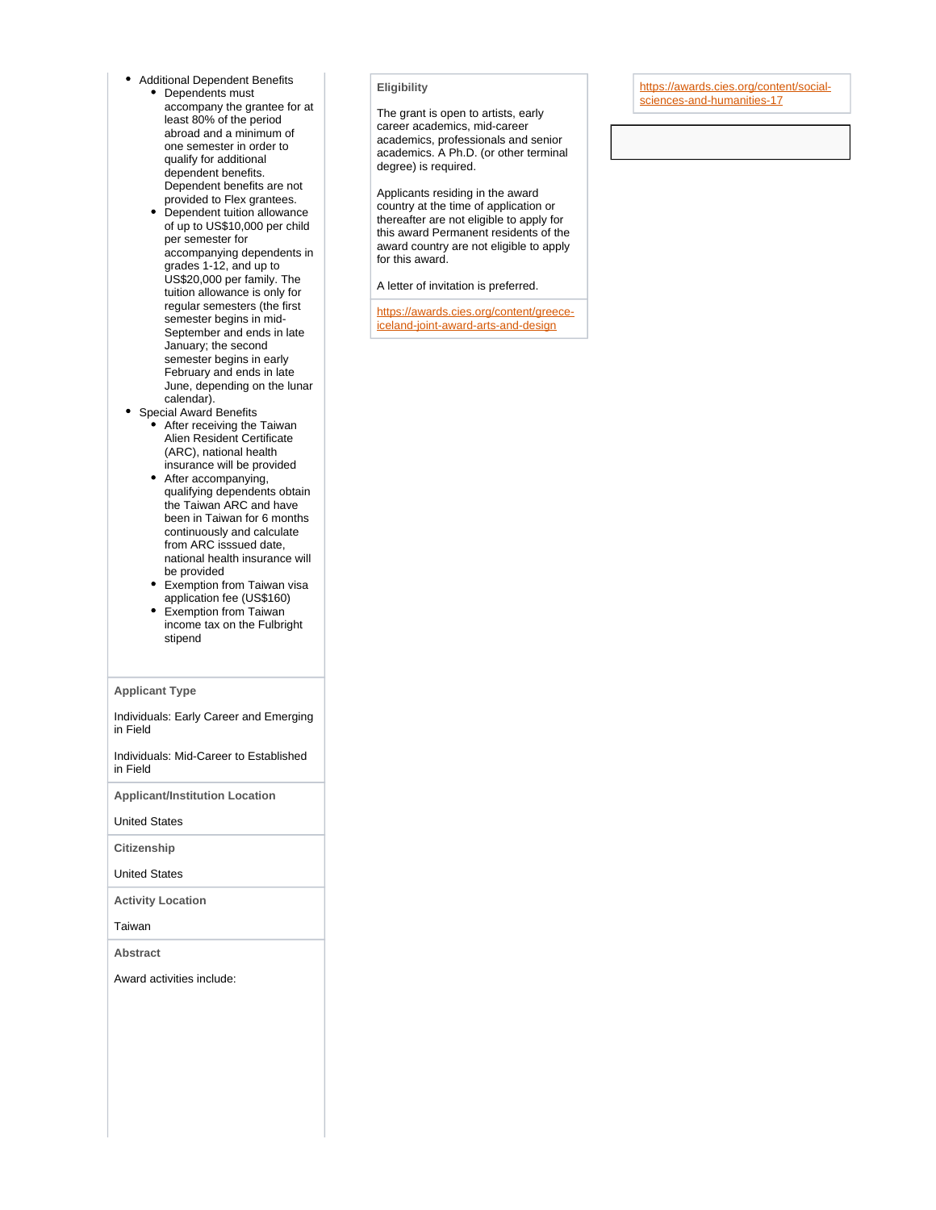- Additional Dependent Benefits
  - Dependents must accompany the grantee for at least 80% of the period abroad and a minimum of one semester in order to qualify for additional dependent benefits. Dependent benefits are not provided to Flex grantees.
  - Dependent tuition allowance of up to US$10,000 per child per semester for accompanying dependents in grades 1-12, and up to US$20,000 per family. The tuition allowance is only for regular semesters (the first semester begins in mid-September and ends in late January; the second semester begins in early February and ends in late June, depending on the lunar calendar).
- Special Award Benefits
  - After receiving the Taiwan Alien Resident Certificate (ARC), national health insurance will be provided
  - After accompanying, qualifying dependents obtain the Taiwan ARC and have been in Taiwan for 6 months continuously and calculate from ARC isssued date, national health insurance will be provided
  - Exemption from Taiwan visa application fee (US$160)
  - Exemption from Taiwan income tax on the Fulbright stipend

**Applicant Type**

Individuals: Early Career and Emerging in Field

Individuals: Mid-Career to Established in Field

**Applicant/Institution Location**

United States

**Citizenship**

United States

**Activity Location**

Taiwan

**Abstract**

Award activities include:

**Eligibility**

The grant is open to artists, early career academics, mid-career academics, professionals and senior academics. A Ph.D. (or other terminal degree) is required.

Applicants residing in the award country at the time of application or thereafter are not eligible to apply for this award Permanent residents of the award country are not eligible to apply for this award.

A letter of invitation is preferred.

https://awards.cies.org/content/greece-iceland-joint-award-arts-and-design

https://awards.cies.org/content/social-sciences-and-humanities-17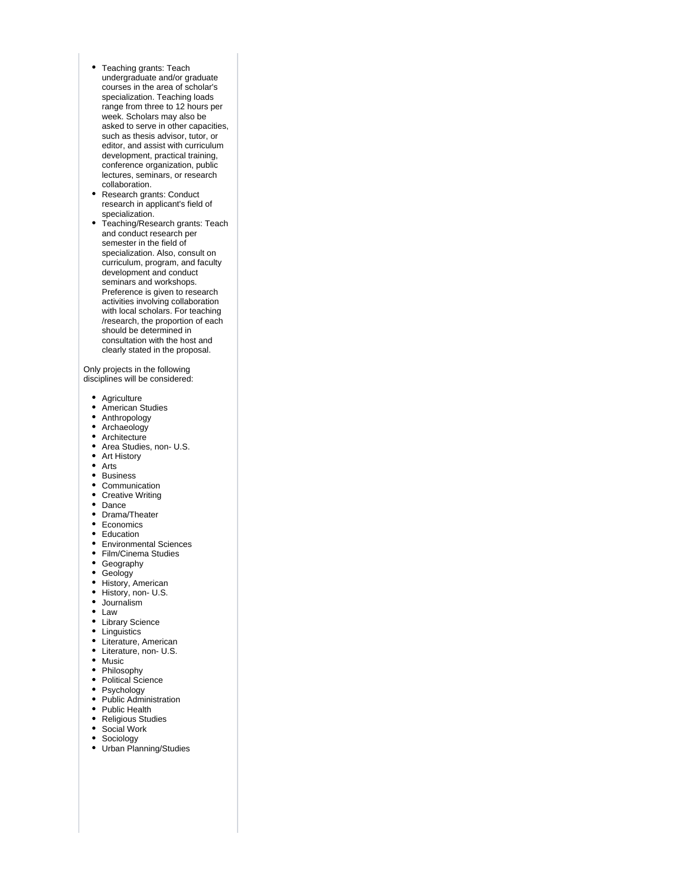- Teaching grants: Teach undergraduate and/or graduate courses in the area of scholar's specialization. Teaching loads range from three to 12 hours per week. Scholars may also be asked to serve in other capacities, such as thesis advisor, tutor, or editor, and assist with curriculum development, practical training, conference organization, public lectures, seminars, or research collaboration.
- Research grants: Conduct research in applicant's field of specialization.
- Teaching/Research grants: Teach and conduct research per semester in the field of specialization. Also, consult on curriculum, program, and faculty development and conduct seminars and workshops. Preference is given to research activities involving collaboration with local scholars. For teaching /research, the proportion of each should be determined in consultation with the host and clearly stated in the proposal.

Only projects in the following disciplines will be considered:

- Agriculture
- American Studies
- Anthropology
- Archaeology
- Architecture
- Area Studies, non- U.S.
- Art History
- Arts
- Business
- Communication
- Creative Writing
- Dance
- Drama/Theater
- Economics
- Education
- Environmental Sciences
- Film/Cinema Studies
- Geography
- Geology
- History, American
- History, non- U.S.
- Journalism
- Law
- Library Science
- Linguistics
- Literature, American
- Literature, non- U.S.
- Music
- Philosophy
- Political Science
- Psychology
- Public Administration
- Public Health
- Religious Studies
- Social Work
- Sociology
- Urban Planning/Studies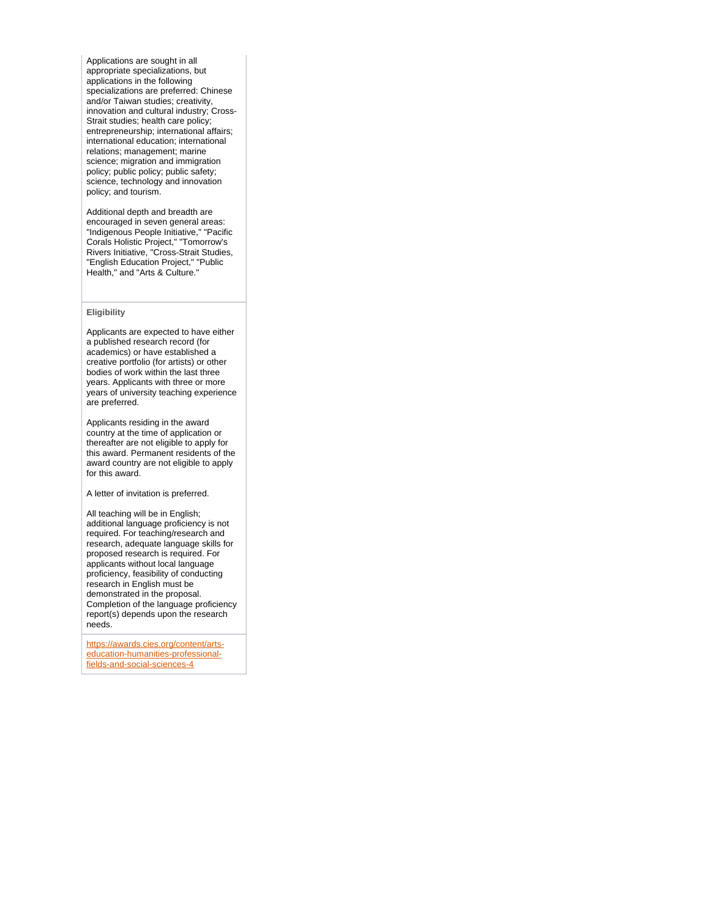Applications are sought in all appropriate specializations, but applications in the following specializations are preferred: Chinese and/or Taiwan studies; creativity, innovation and cultural industry; Cross-Strait studies; health care policy; entrepreneurship; international affairs; international education; international relations; management; marine science; migration and immigration policy; public policy; public safety; science, technology and innovation policy; and tourism.

Additional depth and breadth are encouraged in seven general areas: "Indigenous People Initiative," "Pacific Corals Holistic Project," "Tomorrow's Rivers Initiative, "Cross-Strait Studies, "English Education Project," "Public Health," and "Arts & Culture."

**Eligibility**

Applicants are expected to have either a published research record (for academics) or have established a creative portfolio (for artists) or other bodies of work within the last three years. Applicants with three or more years of university teaching experience are preferred.

Applicants residing in the award country at the time of application or thereafter are not eligible to apply for this award. Permanent residents of the award country are not eligible to apply for this award.

A letter of invitation is preferred.

All teaching will be in English; additional language proficiency is not required. For teaching/research and research, adequate language skills for proposed research is required. For applicants without local language proficiency, feasibility of conducting research in English must be demonstrated in the proposal. Completion of the language proficiency report(s) depends upon the research needs.

https://awards.cies.org/content/arts-education-humanities-professional-fields-and-social-sciences-4